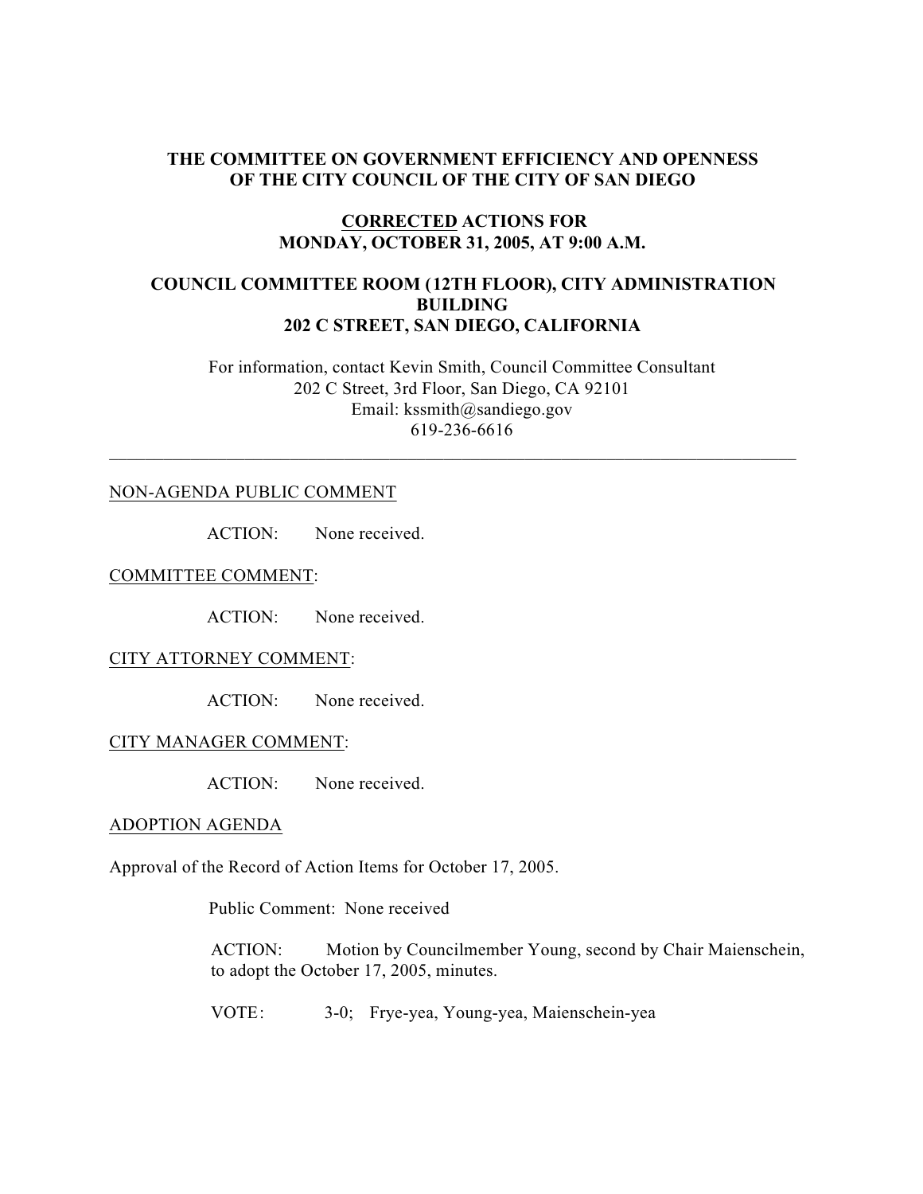**THE COMMITTEE ON GOVERNMENT EFFICIENCY AND OPENNESS OF THE CITY COUNCIL OF THE CITY OF SAN DIEGO**

**CORRECTED ACTIONS FOR MONDAY, OCTOBER 31, 2005, AT 9:00 A.M.**

**COUNCIL COMMITTEE ROOM (12TH FLOOR), CITY ADMINISTRATION BUILDING**
**202 C STREET, SAN DIEGO, CALIFORNIA**

For information, contact Kevin Smith, Council Committee Consultant
202 C Street, 3rd Floor, San Diego, CA 92101
Email: kssmith@sandiego.gov
619-236-6616

---

NON-AGENDA PUBLIC COMMENT

ACTION: None received.

COMMITTEE COMMENT:

ACTION: None received.

CITY ATTORNEY COMMENT:

ACTION: None received.

CITY MANAGER COMMENT:

ACTION: None received.

ADOPTION AGENDA

Approval of the Record of Action Items for October 17, 2005.

Public Comment: None received

ACTION: Motion by Councilmember Young, second by Chair Maienschein, to adopt the October 17, 2005, minutes.

VOTE: 3-0; Frye-yea, Young-yea, Maienschein-yea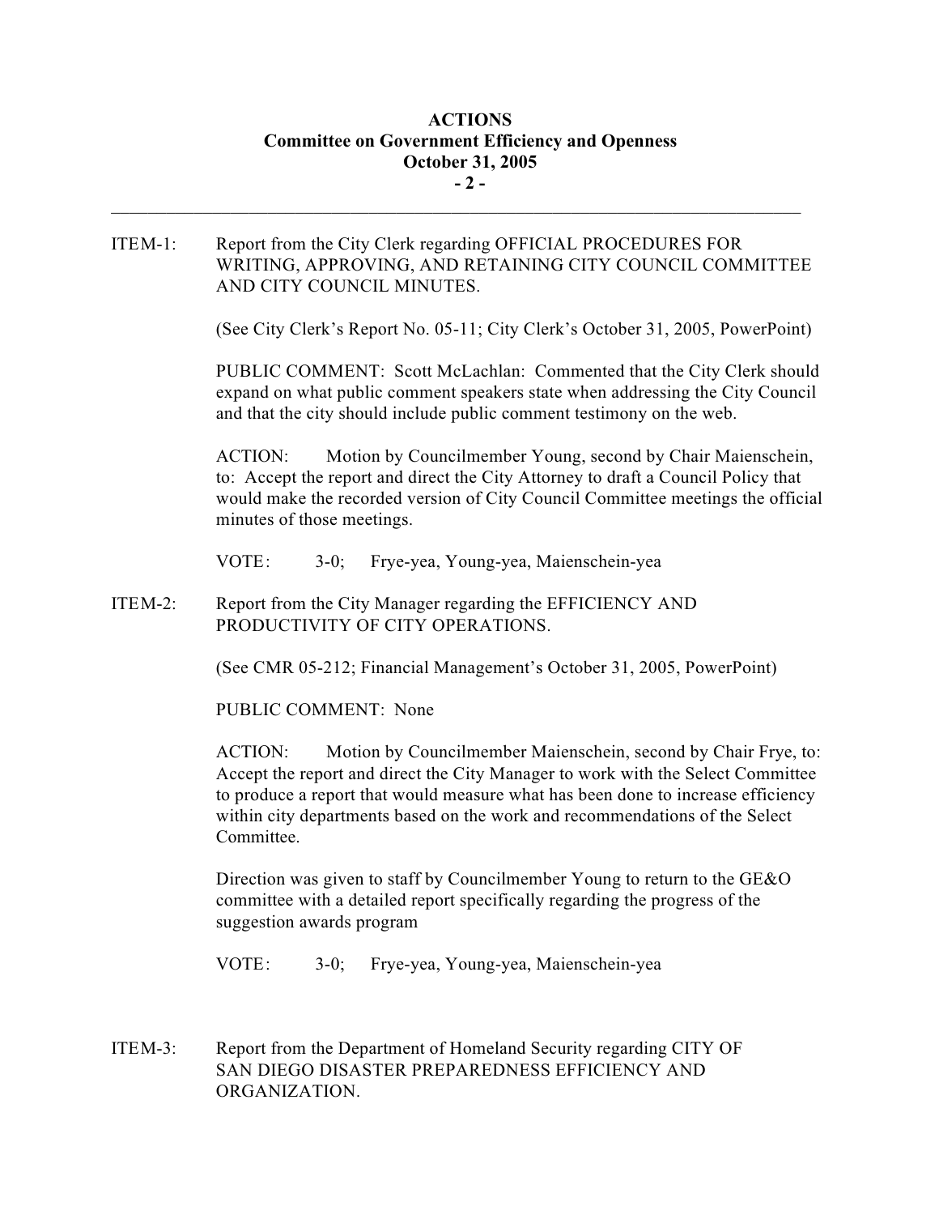ITEM-1: Report from the City Clerk regarding OFFICIAL PROCEDURES FOR WRITING, APPROVING, AND RETAINING CITY COUNCIL COMMITTEE AND CITY COUNCIL MINUTES.

(See City Clerk's Report No. 05-11; City Clerk's October 31, 2005, PowerPoint)

PUBLIC COMMENT: Scott McLachlan: Commented that the City Clerk should expand on what public comment speakers state when addressing the City Council and that the city should include public comment testimony on the web.

ACTION: Motion by Councilmember Young, second by Chair Maienschein, to: Accept the report and direct the City Attorney to draft a Council Policy that would make the recorded version of City Council Committee meetings the official minutes of those meetings.

VOTE: 3-0; Frye-yea, Young-yea, Maienschein-yea

ITEM-2: Report from the City Manager regarding the EFFICIENCY AND PRODUCTIVITY OF CITY OPERATIONS.

(See CMR 05-212; Financial Management's October 31, 2005, PowerPoint)

PUBLIC COMMENT: None

ACTION: Motion by Councilmember Maienschein, second by Chair Frye, to: Accept the report and direct the City Manager to work with the Select Committee to produce a report that would measure what has been done to increase efficiency within city departments based on the work and recommendations of the Select Committee.

Direction was given to staff by Councilmember Young to return to the GE&O committee with a detailed report specifically regarding the progress of the suggestion awards program

VOTE: 3-0; Frye-yea, Young-yea, Maienschein-yea

ITEM-3: Report from the Department of Homeland Security regarding CITY OF SAN DIEGO DISASTER PREPAREDNESS EFFICIENCY AND ORGANIZATION.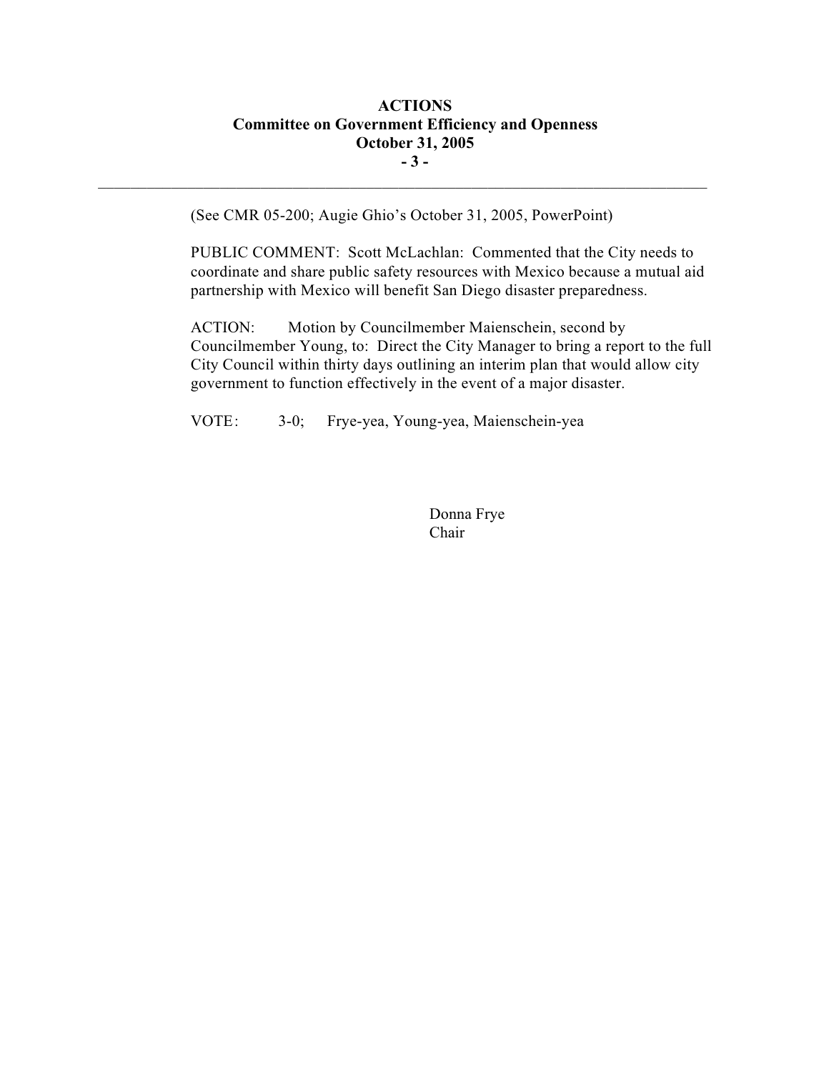(See CMR 05-200; Augie Ghio's October 31, 2005, PowerPoint)

PUBLIC COMMENT: Scott McLachlan: Commented that the City needs to coordinate and share public safety resources with Mexico because a mutual aid partnership with Mexico will benefit San Diego disaster preparedness.

ACTION: Motion by Councilmember Maienschein, second by Councilmember Young, to: Direct the City Manager to bring a report to the full City Council within thirty days outlining an interim plan that would allow city government to function effectively in the event of a major disaster.

VOTE: 3-0; Frye-yea, Young-yea, Maienschein-yea

Donna Frye
Chair